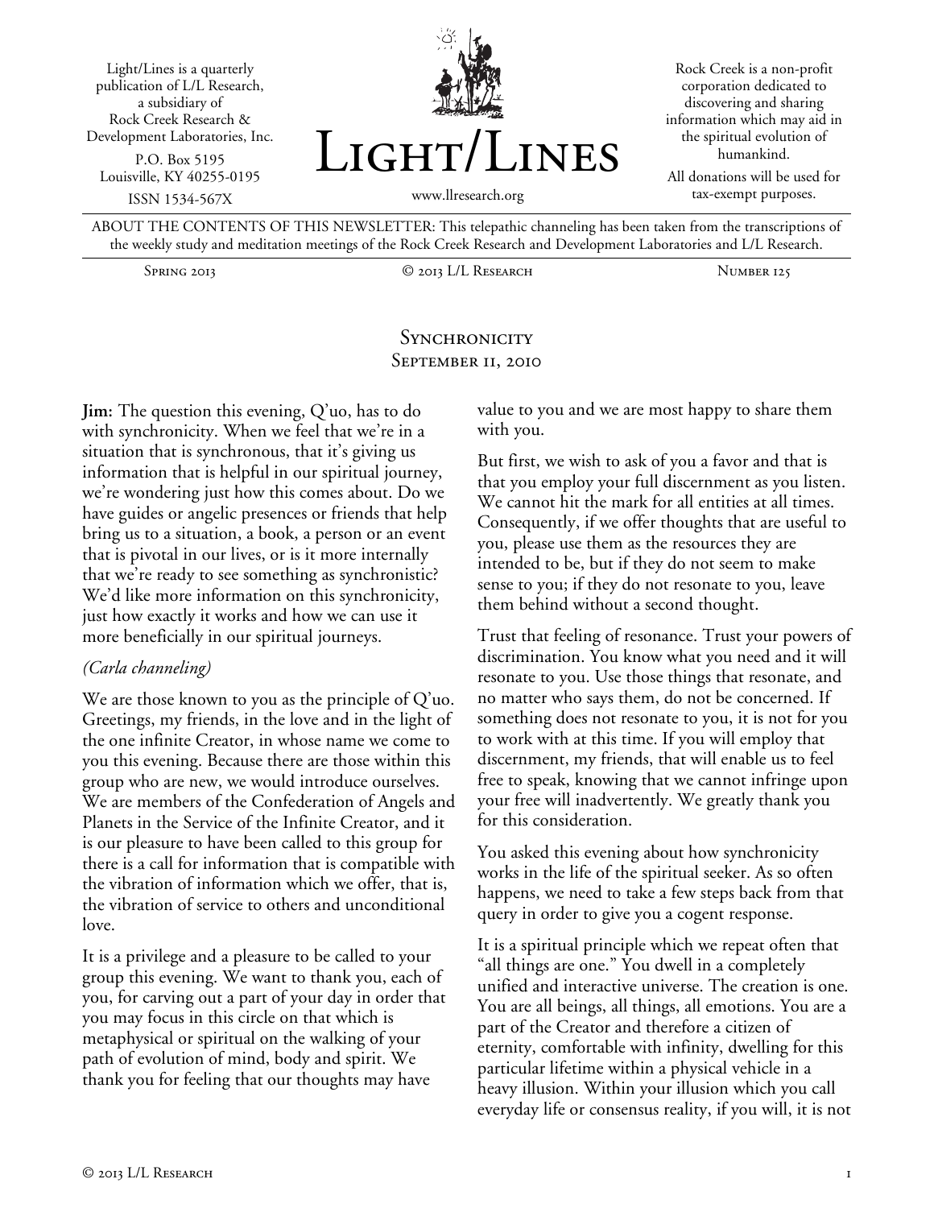Light/Lines is a quarterly publication of L/L Research, a subsidiary of Rock Creek Research & Development Laboratories, Inc.

P.O. Box 5195
Louisville, KY 40255-0195

ISSN 1534-567X

# Light/Lines

www.llresearch.org

Rock Creek is a non-profit corporation dedicated to discovering and sharing information which may aid in the spiritual evolution of humankind.

All donations will be used for tax-exempt purposes.

ABOUT THE CONTENTS OF THIS NEWSLETTER: This telepathic channeling has been taken from the transcriptions of the weekly study and meditation meetings of the Rock Creek Research and Development Laboratories and L/L Research.

Spring 2013 | © 2013 L/L Research | Number 125

## Synchronicity
### September 11, 2010

**Jim:** The question this evening, Q'uo, has to do with synchronicity. When we feel that we're in a situation that is synchronous, that it's giving us information that is helpful in our spiritual journey, we're wondering just how this comes about. Do we have guides or angelic presences or friends that help bring us to a situation, a book, a person or an event that is pivotal in our lives, or is it more internally that we're ready to see something as synchronistic? We'd like more information on this synchronicity, just how exactly it works and how we can use it more beneficially in our spiritual journeys.

*(Carla channeling)*

We are those known to you as the principle of Q'uo. Greetings, my friends, in the love and in the light of the one infinite Creator, in whose name we come to you this evening. Because there are those within this group who are new, we would introduce ourselves. We are members of the Confederation of Angels and Planets in the Service of the Infinite Creator, and it is our pleasure to have been called to this group for there is a call for information that is compatible with the vibration of information which we offer, that is, the vibration of service to others and unconditional love.

It is a privilege and a pleasure to be called to your group this evening. We want to thank you, each of you, for carving out a part of your day in order that you may focus in this circle on that which is metaphysical or spiritual on the walking of your path of evolution of mind, body and spirit. We thank you for feeling that our thoughts may have value to you and we are most happy to share them with you.

But first, we wish to ask of you a favor and that is that you employ your full discernment as you listen. We cannot hit the mark for all entities at all times. Consequently, if we offer thoughts that are useful to you, please use them as the resources they are intended to be, but if they do not seem to make sense to you; if they do not resonate to you, leave them behind without a second thought.

Trust that feeling of resonance. Trust your powers of discrimination. You know what you need and it will resonate to you. Use those things that resonate, and no matter who says them, do not be concerned. If something does not resonate to you, it is not for you to work with at this time. If you will employ that discernment, my friends, that will enable us to feel free to speak, knowing that we cannot infringe upon your free will inadvertently. We greatly thank you for this consideration.

You asked this evening about how synchronicity works in the life of the spiritual seeker. As so often happens, we need to take a few steps back from that query in order to give you a cogent response.

It is a spiritual principle which we repeat often that "all things are one." You dwell in a completely unified and interactive universe. The creation is one. You are all beings, all things, all emotions. You are a part of the Creator and therefore a citizen of eternity, comfortable with infinity, dwelling for this particular lifetime within a physical vehicle in a heavy illusion. Within your illusion which you call everyday life or consensus reality, if you will, it is not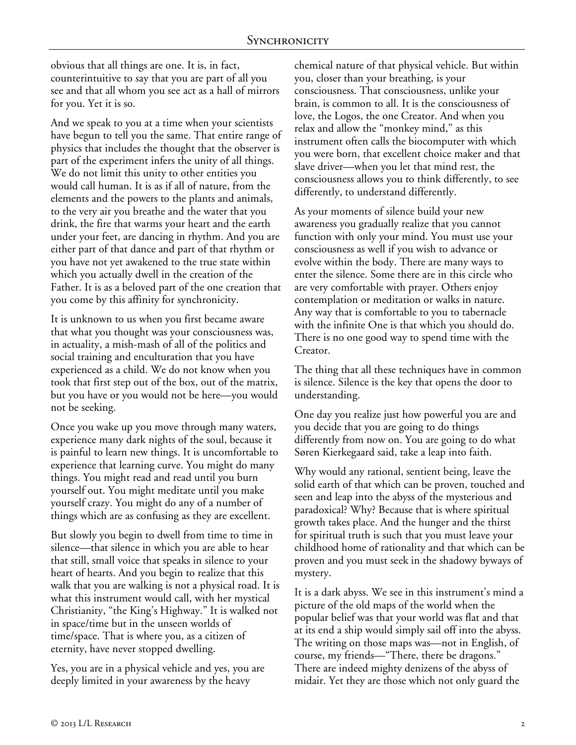obvious that all things are one. It is, in fact, counterintuitive to say that you are part of all you see and that all whom you see act as a hall of mirrors for you. Yet it is so.

And we speak to you at a time when your scientists have begun to tell you the same. That entire range of physics that includes the thought that the observer is part of the experiment infers the unity of all things. We do not limit this unity to other entities you would call human. It is as if all of nature, from the elements and the powers to the plants and animals, to the very air you breathe and the water that you drink, the fire that warms your heart and the earth under your feet, are dancing in rhythm. And you are either part of that dance and part of that rhythm or you have not yet awakened to the true state within which you actually dwell in the creation of the Father. It is as a beloved part of the one creation that you come by this affinity for synchronicity.

It is unknown to us when you first became aware that what you thought was your consciousness was, in actuality, a mish-mash of all of the politics and social training and enculturation that you have experienced as a child. We do not know when you took that first step out of the box, out of the matrix, but you have or you would not be here—you would not be seeking.

Once you wake up you move through many waters, experience many dark nights of the soul, because it is painful to learn new things. It is uncomfortable to experience that learning curve. You might do many things. You might read and read until you burn yourself out. You might meditate until you make yourself crazy. You might do any of a number of things which are as confusing as they are excellent.

But slowly you begin to dwell from time to time in silence—that silence in which you are able to hear that still, small voice that speaks in silence to your heart of hearts. And you begin to realize that this walk that you are walking is not a physical road. It is what this instrument would call, with her mystical Christianity, "the King's Highway." It is walked not in space/time but in the unseen worlds of time/space. That is where you, as a citizen of eternity, have never stopped dwelling.

Yes, you are in a physical vehicle and yes, you are deeply limited in your awareness by the heavy chemical nature of that physical vehicle. But within you, closer than your breathing, is your consciousness. That consciousness, unlike your brain, is common to all. It is the consciousness of love, the Logos, the one Creator. And when you relax and allow the "monkey mind," as this instrument often calls the biocomputer with which you were born, that excellent choice maker and that slave driver—when you let that mind rest, the consciousness allows you to think differently, to see differently, to understand differently.

As your moments of silence build your new awareness you gradually realize that you cannot function with only your mind. You must use your consciousness as well if you wish to advance or evolve within the body. There are many ways to enter the silence. Some there are in this circle who are very comfortable with prayer. Others enjoy contemplation or meditation or walks in nature. Any way that is comfortable to you to tabernacle with the infinite One is that which you should do. There is no one good way to spend time with the Creator.

The thing that all these techniques have in common is silence. Silence is the key that opens the door to understanding.

One day you realize just how powerful you are and you decide that you are going to do things differently from now on. You are going to do what Søren Kierkegaard said, take a leap into faith.

Why would any rational, sentient being, leave the solid earth of that which can be proven, touched and seen and leap into the abyss of the mysterious and paradoxical? Why? Because that is where spiritual growth takes place. And the hunger and the thirst for spiritual truth is such that you must leave your childhood home of rationality and that which can be proven and you must seek in the shadowy byways of mystery.

It is a dark abyss. We see in this instrument's mind a picture of the old maps of the world when the popular belief was that your world was flat and that at its end a ship would simply sail off into the abyss. The writing on those maps was—not in English, of course, my friends—"There, there be dragons." There are indeed mighty denizens of the abyss of midair. Yet they are those which not only guard the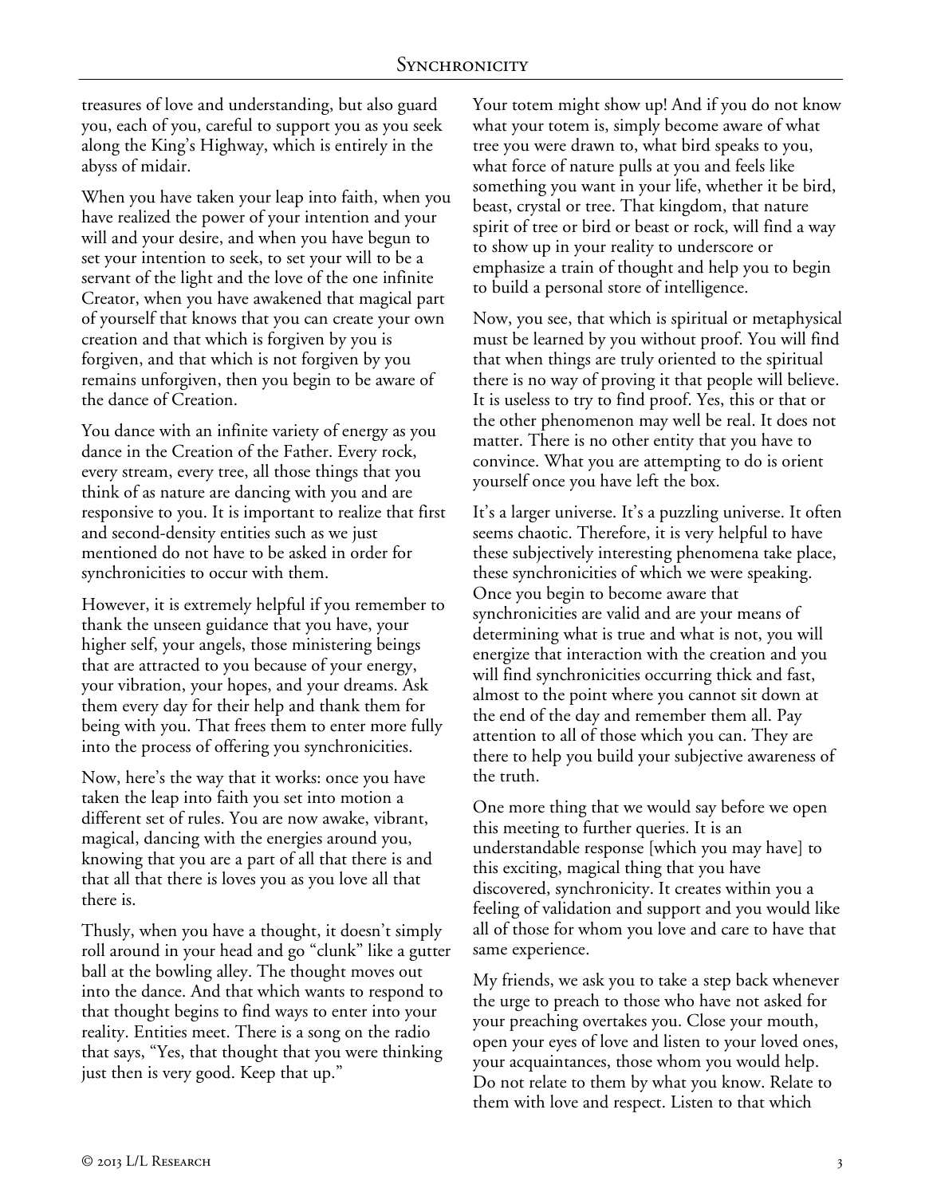treasures of love and understanding, but also guard you, each of you, careful to support you as you seek along the King's Highway, which is entirely in the abyss of midair.

When you have taken your leap into faith, when you have realized the power of your intention and your will and your desire, and when you have begun to set your intention to seek, to set your will to be a servant of the light and the love of the one infinite Creator, when you have awakened that magical part of yourself that knows that you can create your own creation and that which is forgiven by you is forgiven, and that which is not forgiven by you remains unforgiven, then you begin to be aware of the dance of Creation.

You dance with an infinite variety of energy as you dance in the Creation of the Father. Every rock, every stream, every tree, all those things that you think of as nature are dancing with you and are responsive to you. It is important to realize that first and second-density entities such as we just mentioned do not have to be asked in order for synchronicities to occur with them.

However, it is extremely helpful if you remember to thank the unseen guidance that you have, your higher self, your angels, those ministering beings that are attracted to you because of your energy, your vibration, your hopes, and your dreams. Ask them every day for their help and thank them for being with you. That frees them to enter more fully into the process of offering you synchronicities.

Now, here's the way that it works: once you have taken the leap into faith you set into motion a different set of rules. You are now awake, vibrant, magical, dancing with the energies around you, knowing that you are a part of all that there is and that all that there is loves you as you love all that there is.

Thusly, when you have a thought, it doesn't simply roll around in your head and go "clunk" like a gutter ball at the bowling alley. The thought moves out into the dance. And that which wants to respond to that thought begins to find ways to enter into your reality. Entities meet. There is a song on the radio that says, "Yes, that thought that you were thinking just then is very good. Keep that up."

Your totem might show up! And if you do not know what your totem is, simply become aware of what tree you were drawn to, what bird speaks to you, what force of nature pulls at you and feels like something you want in your life, whether it be bird, beast, crystal or tree. That kingdom, that nature spirit of tree or bird or beast or rock, will find a way to show up in your reality to underscore or emphasize a train of thought and help you to begin to build a personal store of intelligence.

Now, you see, that which is spiritual or metaphysical must be learned by you without proof. You will find that when things are truly oriented to the spiritual there is no way of proving it that people will believe. It is useless to try to find proof. Yes, this or that or the other phenomenon may well be real. It does not matter. There is no other entity that you have to convince. What you are attempting to do is orient yourself once you have left the box.

It's a larger universe. It's a puzzling universe. It often seems chaotic. Therefore, it is very helpful to have these subjectively interesting phenomena take place, these synchronicities of which we were speaking. Once you begin to become aware that synchronicities are valid and are your means of determining what is true and what is not, you will energize that interaction with the creation and you will find synchronicities occurring thick and fast, almost to the point where you cannot sit down at the end of the day and remember them all. Pay attention to all of those which you can. They are there to help you build your subjective awareness of the truth.

One more thing that we would say before we open this meeting to further queries. It is an understandable response [which you may have] to this exciting, magical thing that you have discovered, synchronicity. It creates within you a feeling of validation and support and you would like all of those for whom you love and care to have that same experience.

My friends, we ask you to take a step back whenever the urge to preach to those who have not asked for your preaching overtakes you. Close your mouth, open your eyes of love and listen to your loved ones, your acquaintances, those whom you would help. Do not relate to them by what you know. Relate to them with love and respect. Listen to that which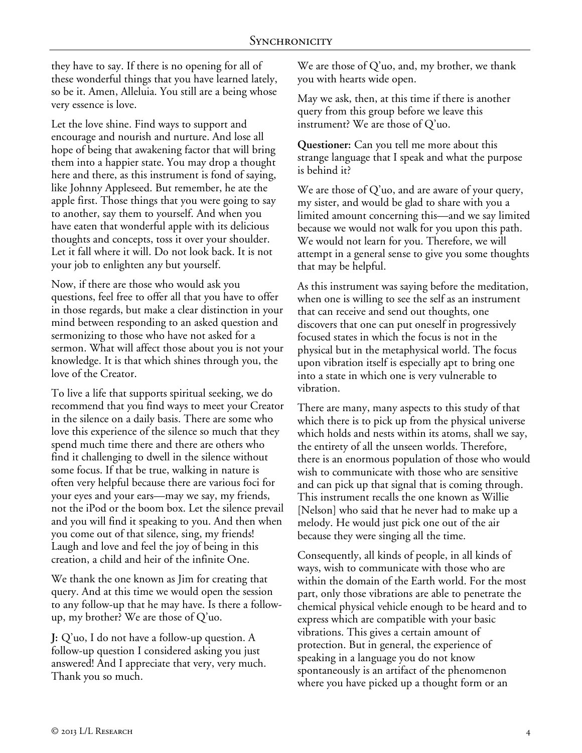they have to say. If there is no opening for all of these wonderful things that you have learned lately, so be it. Amen, Alleluia. You still are a being whose very essence is love.

Let the love shine. Find ways to support and encourage and nourish and nurture. And lose all hope of being that awakening factor that will bring them into a happier state. You may drop a thought here and there, as this instrument is fond of saying, like Johnny Appleseed. But remember, he ate the apple first. Those things that you were going to say to another, say them to yourself. And when you have eaten that wonderful apple with its delicious thoughts and concepts, toss it over your shoulder. Let it fall where it will. Do not look back. It is not your job to enlighten any but yourself.

Now, if there are those who would ask you questions, feel free to offer all that you have to offer in those regards, but make a clear distinction in your mind between responding to an asked question and sermonizing to those who have not asked for a sermon. What will affect those about you is not your knowledge. It is that which shines through you, the love of the Creator.

To live a life that supports spiritual seeking, we do recommend that you find ways to meet your Creator in the silence on a daily basis. There are some who love this experience of the silence so much that they spend much time there and there are others who find it challenging to dwell in the silence without some focus. If that be true, walking in nature is often very helpful because there are various foci for your eyes and your ears—may we say, my friends, not the iPod or the boom box. Let the silence prevail and you will find it speaking to you. And then when you come out of that silence, sing, my friends! Laugh and love and feel the joy of being in this creation, a child and heir of the infinite One.

We thank the one known as Jim for creating that query. And at this time we would open the session to any follow-up that he may have. Is there a follow-up, my brother? We are those of Q'uo.

**J:** Q'uo, I do not have a follow-up question. A follow-up question I considered asking you just answered! And I appreciate that very, very much. Thank you so much.

We are those of Q'uo, and, my brother, we thank you with hearts wide open.

May we ask, then, at this time if there is another query from this group before we leave this instrument? We are those of Q'uo.

**Questioner:** Can you tell me more about this strange language that I speak and what the purpose is behind it?

We are those of Q'uo, and are aware of your query, my sister, and would be glad to share with you a limited amount concerning this—and we say limited because we would not walk for you upon this path. We would not learn for you. Therefore, we will attempt in a general sense to give you some thoughts that may be helpful.

As this instrument was saying before the meditation, when one is willing to see the self as an instrument that can receive and send out thoughts, one discovers that one can put oneself in progressively focused states in which the focus is not in the physical but in the metaphysical world. The focus upon vibration itself is especially apt to bring one into a state in which one is very vulnerable to vibration.

There are many, many aspects to this study of that which there is to pick up from the physical universe which holds and nests within its atoms, shall we say, the entirety of all the unseen worlds. Therefore, there is an enormous population of those who would wish to communicate with those who are sensitive and can pick up that signal that is coming through. This instrument recalls the one known as Willie [Nelson] who said that he never had to make up a melody. He would just pick one out of the air because they were singing all the time.

Consequently, all kinds of people, in all kinds of ways, wish to communicate with those who are within the domain of the Earth world. For the most part, only those vibrations are able to penetrate the chemical physical vehicle enough to be heard and to express which are compatible with your basic vibrations. This gives a certain amount of protection. But in general, the experience of speaking in a language you do not know spontaneously is an artifact of the phenomenon where you have picked up a thought form or an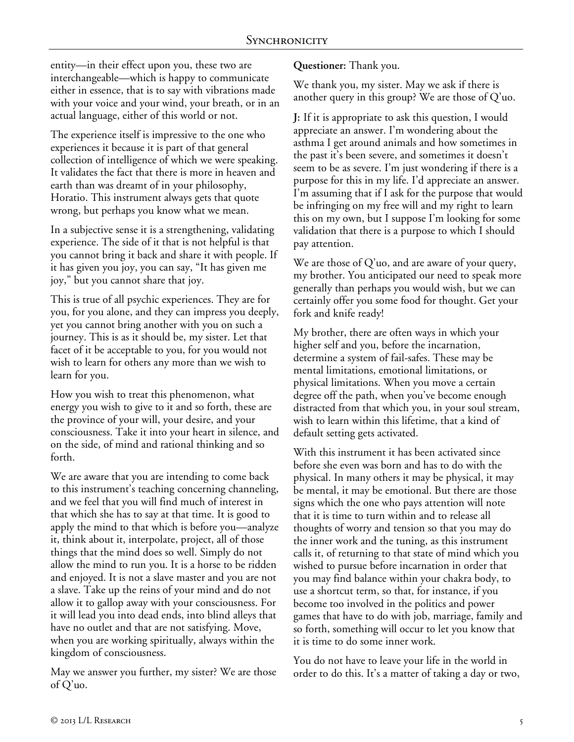entity—in their effect upon you, these two are interchangeable—which is happy to communicate either in essence, that is to say with vibrations made with your voice and your wind, your breath, or in an actual language, either of this world or not.

The experience itself is impressive to the one who experiences it because it is part of that general collection of intelligence of which we were speaking. It validates the fact that there is more in heaven and earth than was dreamt of in your philosophy, Horatio. This instrument always gets that quote wrong, but perhaps you know what we mean.

In a subjective sense it is a strengthening, validating experience. The side of it that is not helpful is that you cannot bring it back and share it with people. If it has given you joy, you can say, "It has given me joy," but you cannot share that joy.

This is true of all psychic experiences. They are for you, for you alone, and they can impress you deeply, yet you cannot bring another with you on such a journey. This is as it should be, my sister. Let that facet of it be acceptable to you, for you would not wish to learn for others any more than we wish to learn for you.

How you wish to treat this phenomenon, what energy you wish to give to it and so forth, these are the province of your will, your desire, and your consciousness. Take it into your heart in silence, and on the side, of mind and rational thinking and so forth.

We are aware that you are intending to come back to this instrument's teaching concerning channeling, and we feel that you will find much of interest in that which she has to say at that time. It is good to apply the mind to that which is before you—analyze it, think about it, interpolate, project, all of those things that the mind does so well. Simply do not allow the mind to run you. It is a horse to be ridden and enjoyed. It is not a slave master and you are not a slave. Take up the reins of your mind and do not allow it to gallop away with your consciousness. For it will lead you into dead ends, into blind alleys that have no outlet and that are not satisfying. Move, when you are working spiritually, always within the kingdom of consciousness.

May we answer you further, my sister? We are those of Q'uo.

**Questioner:** Thank you.

We thank you, my sister. May we ask if there is another query in this group? We are those of Q'uo.

**J:** If it is appropriate to ask this question, I would appreciate an answer. I'm wondering about the asthma I get around animals and how sometimes in the past it's been severe, and sometimes it doesn't seem to be as severe. I'm just wondering if there is a purpose for this in my life. I'd appreciate an answer. I'm assuming that if I ask for the purpose that would be infringing on my free will and my right to learn this on my own, but I suppose I'm looking for some validation that there is a purpose to which I should pay attention.

We are those of Q'uo, and are aware of your query, my brother. You anticipated our need to speak more generally than perhaps you would wish, but we can certainly offer you some food for thought. Get your fork and knife ready!

My brother, there are often ways in which your higher self and you, before the incarnation, determine a system of fail-safes. These may be mental limitations, emotional limitations, or physical limitations. When you move a certain degree off the path, when you've become enough distracted from that which you, in your soul stream, wish to learn within this lifetime, that a kind of default setting gets activated.

With this instrument it has been activated since before she even was born and has to do with the physical. In many others it may be physical, it may be mental, it may be emotional. But there are those signs which the one who pays attention will note that it is time to turn within and to release all thoughts of worry and tension so that you may do the inner work and the tuning, as this instrument calls it, of returning to that state of mind which you wished to pursue before incarnation in order that you may find balance within your chakra body, to use a shortcut term, so that, for instance, if you become too involved in the politics and power games that have to do with job, marriage, family and so forth, something will occur to let you know that it is time to do some inner work.

You do not have to leave your life in the world in order to do this. It's a matter of taking a day or two,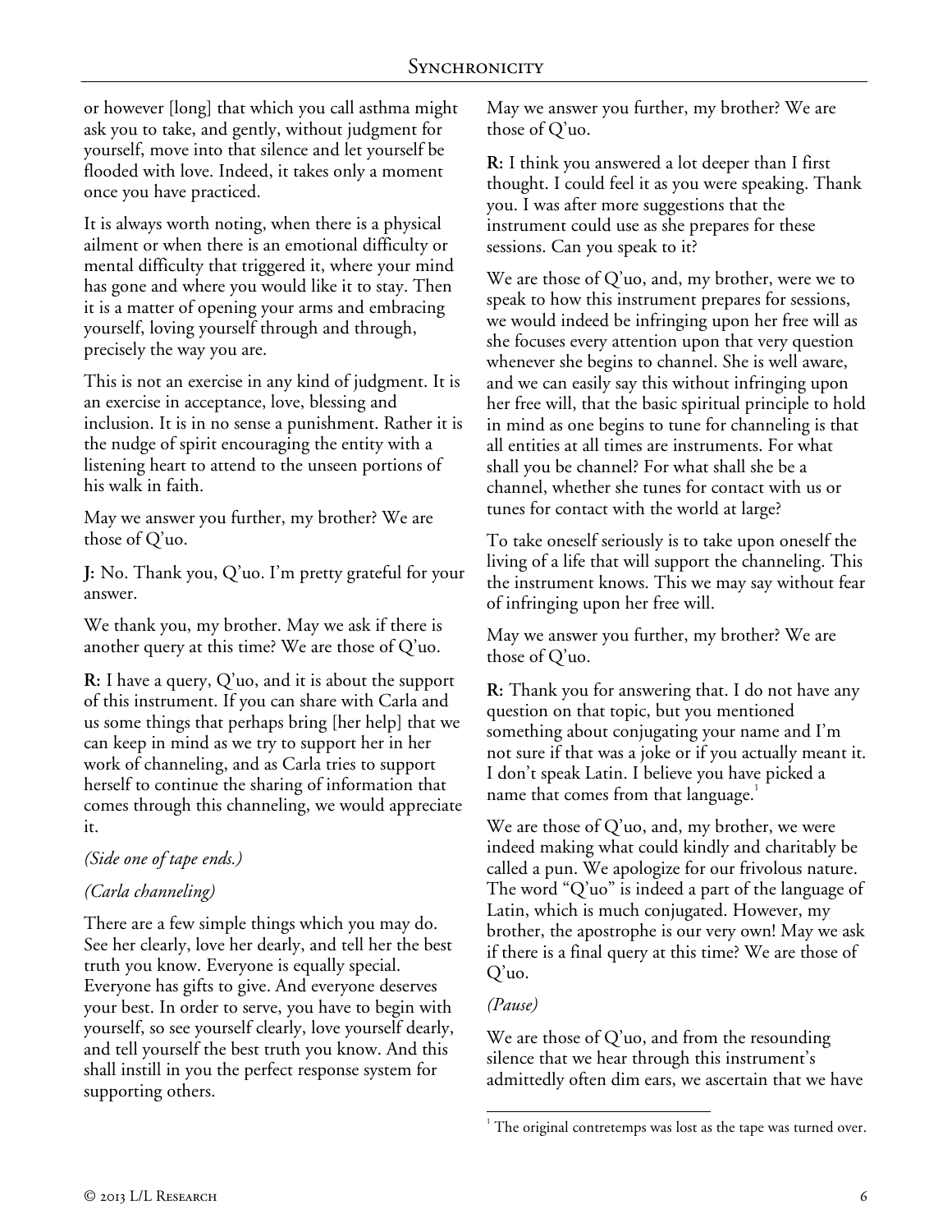or however [long] that which you call asthma might ask you to take, and gently, without judgment for yourself, move into that silence and let yourself be flooded with love. Indeed, it takes only a moment once you have practiced.

It is always worth noting, when there is a physical ailment or when there is an emotional difficulty or mental difficulty that triggered it, where your mind has gone and where you would like it to stay. Then it is a matter of opening your arms and embracing yourself, loving yourself through and through, precisely the way you are.

This is not an exercise in any kind of judgment. It is an exercise in acceptance, love, blessing and inclusion. It is in no sense a punishment. Rather it is the nudge of spirit encouraging the entity with a listening heart to attend to the unseen portions of his walk in faith.

May we answer you further, my brother? We are those of Q'uo.

**J:** No. Thank you, Q'uo. I'm pretty grateful for your answer.

We thank you, my brother. May we ask if there is another query at this time? We are those of Q'uo.

**R:** I have a query, Q'uo, and it is about the support of this instrument. If you can share with Carla and us some things that perhaps bring [her help] that we can keep in mind as we try to support her in her work of channeling, and as Carla tries to support herself to continue the sharing of information that comes through this channeling, we would appreciate it.

*(Side one of tape ends.)*

*(Carla channeling)*

There are a few simple things which you may do. See her clearly, love her dearly, and tell her the best truth you know. Everyone is equally special. Everyone has gifts to give. And everyone deserves your best. In order to serve, you have to begin with yourself, so see yourself clearly, love yourself dearly, and tell yourself the best truth you know. And this shall instill in you the perfect response system for supporting others.

May we answer you further, my brother? We are those of Q'uo.

**R:** I think you answered a lot deeper than I first thought. I could feel it as you were speaking. Thank you. I was after more suggestions that the instrument could use as she prepares for these sessions. Can you speak to it?

We are those of Q'uo, and, my brother, were we to speak to how this instrument prepares for sessions, we would indeed be infringing upon her free will as she focuses every attention upon that very question whenever she begins to channel. She is well aware, and we can easily say this without infringing upon her free will, that the basic spiritual principle to hold in mind as one begins to tune for channeling is that all entities at all times are instruments. For what shall you be channel? For what shall she be a channel, whether she tunes for contact with us or tunes for contact with the world at large?

To take oneself seriously is to take upon oneself the living of a life that will support the channeling. This the instrument knows. This we may say without fear of infringing upon her free will.

May we answer you further, my brother? We are those of Q'uo.

**R:** Thank you for answering that. I do not have any question on that topic, but you mentioned something about conjugating your name and I'm not sure if that was a joke or if you actually meant it. I don't speak Latin. I believe you have picked a name that comes from that language.[1]

We are those of Q'uo, and, my brother, we were indeed making what could kindly and charitably be called a pun. We apologize for our frivolous nature. The word "Q'uo" is indeed a part of the language of Latin, which is much conjugated. However, my brother, the apostrophe is our very own! May we ask if there is a final query at this time? We are those of Q'uo.

*(Pause)*

We are those of Q'uo, and from the resounding silence that we hear through this instrument's admittedly often dim ears, we ascertain that we have

[1] The original contretemps was lost as the tape was turned over.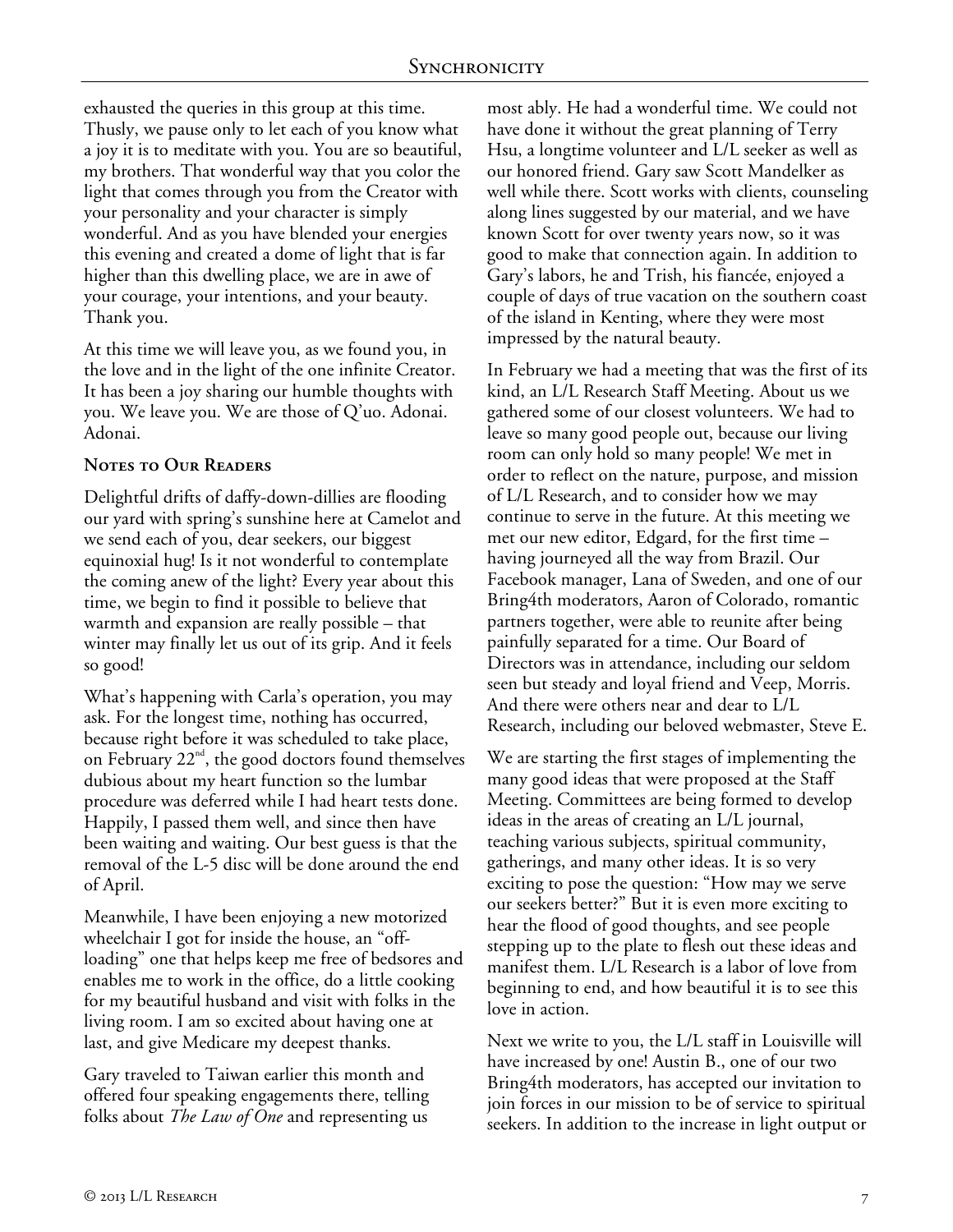exhausted the queries in this group at this time. Thusly, we pause only to let each of you know what a joy it is to meditate with you. You are so beautiful, my brothers. That wonderful way that you color the light that comes through you from the Creator with your personality and your character is simply wonderful. And as you have blended your energies this evening and created a dome of light that is far higher than this dwelling place, we are in awe of your courage, your intentions, and your beauty. Thank you.

At this time we will leave you, as we found you, in the love and in the light of the one infinite Creator. It has been a joy sharing our humble thoughts with you. We leave you. We are those of Q'uo. Adonai. Adonai.

## Notes to Our Readers

Delightful drifts of daffy-down-dillies are flooding our yard with spring's sunshine here at Camelot and we send each of you, dear seekers, our biggest equinoxial hug! Is it not wonderful to contemplate the coming anew of the light? Every year about this time, we begin to find it possible to believe that warmth and expansion are really possible – that winter may finally let us out of its grip. And it feels so good!

What's happening with Carla's operation, you may ask. For the longest time, nothing has occurred, because right before it was scheduled to take place, on February 22nd, the good doctors found themselves dubious about my heart function so the lumbar procedure was deferred while I had heart tests done. Happily, I passed them well, and since then have been waiting and waiting. Our best guess is that the removal of the L-5 disc will be done around the end of April.

Meanwhile, I have been enjoying a new motorized wheelchair I got for inside the house, an "off-loading" one that helps keep me free of bedsores and enables me to work in the office, do a little cooking for my beautiful husband and visit with folks in the living room. I am so excited about having one at last, and give Medicare my deepest thanks.

Gary traveled to Taiwan earlier this month and offered four speaking engagements there, telling folks about *The Law of One* and representing us most ably. He had a wonderful time. We could not have done it without the great planning of Terry Hsu, a longtime volunteer and L/L seeker as well as our honored friend. Gary saw Scott Mandelker as well while there. Scott works with clients, counseling along lines suggested by our material, and we have known Scott for over twenty years now, so it was good to make that connection again. In addition to Gary's labors, he and Trish, his fiancée, enjoyed a couple of days of true vacation on the southern coast of the island in Kenting, where they were most impressed by the natural beauty.

In February we had a meeting that was the first of its kind, an L/L Research Staff Meeting. About us we gathered some of our closest volunteers. We had to leave so many good people out, because our living room can only hold so many people! We met in order to reflect on the nature, purpose, and mission of L/L Research, and to consider how we may continue to serve in the future. At this meeting we met our new editor, Edgard, for the first time – having journeyed all the way from Brazil. Our Facebook manager, Lana of Sweden, and one of our Bring4th moderators, Aaron of Colorado, romantic partners together, were able to reunite after being painfully separated for a time. Our Board of Directors was in attendance, including our seldom seen but steady and loyal friend and Veep, Morris. And there were others near and dear to L/L Research, including our beloved webmaster, Steve E.

We are starting the first stages of implementing the many good ideas that were proposed at the Staff Meeting. Committees are being formed to develop ideas in the areas of creating an L/L journal, teaching various subjects, spiritual community, gatherings, and many other ideas. It is so very exciting to pose the question: "How may we serve our seekers better?" But it is even more exciting to hear the flood of good thoughts, and see people stepping up to the plate to flesh out these ideas and manifest them. L/L Research is a labor of love from beginning to end, and how beautiful it is to see this love in action.

Next we write to you, the L/L staff in Louisville will have increased by one! Austin B., one of our two Bring4th moderators, has accepted our invitation to join forces in our mission to be of service to spiritual seekers. In addition to the increase in light output or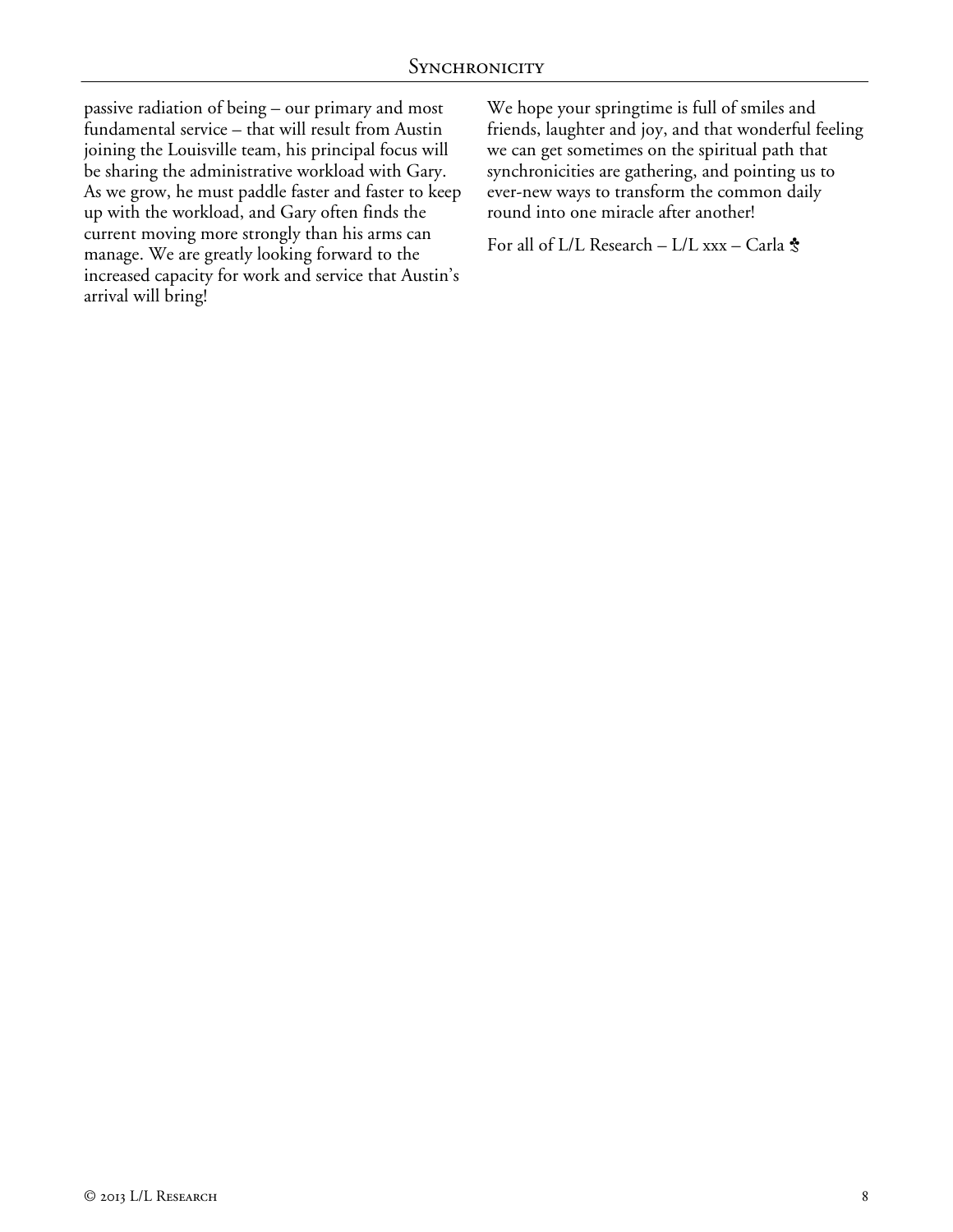passive radiation of being – our primary and most fundamental service – that will result from Austin joining the Louisville team, his principal focus will be sharing the administrative workload with Gary. As we grow, he must paddle faster and faster to keep up with the workload, and Gary often finds the current moving more strongly than his arms can manage. We are greatly looking forward to the increased capacity for work and service that Austin's arrival will bring!

We hope your springtime is full of smiles and friends, laughter and joy, and that wonderful feeling we can get sometimes on the spiritual path that synchronicities are gathering, and pointing us to ever-new ways to transform the common daily round into one miracle after another!

For all of L/L Research – L/L xxx – Carla ☙